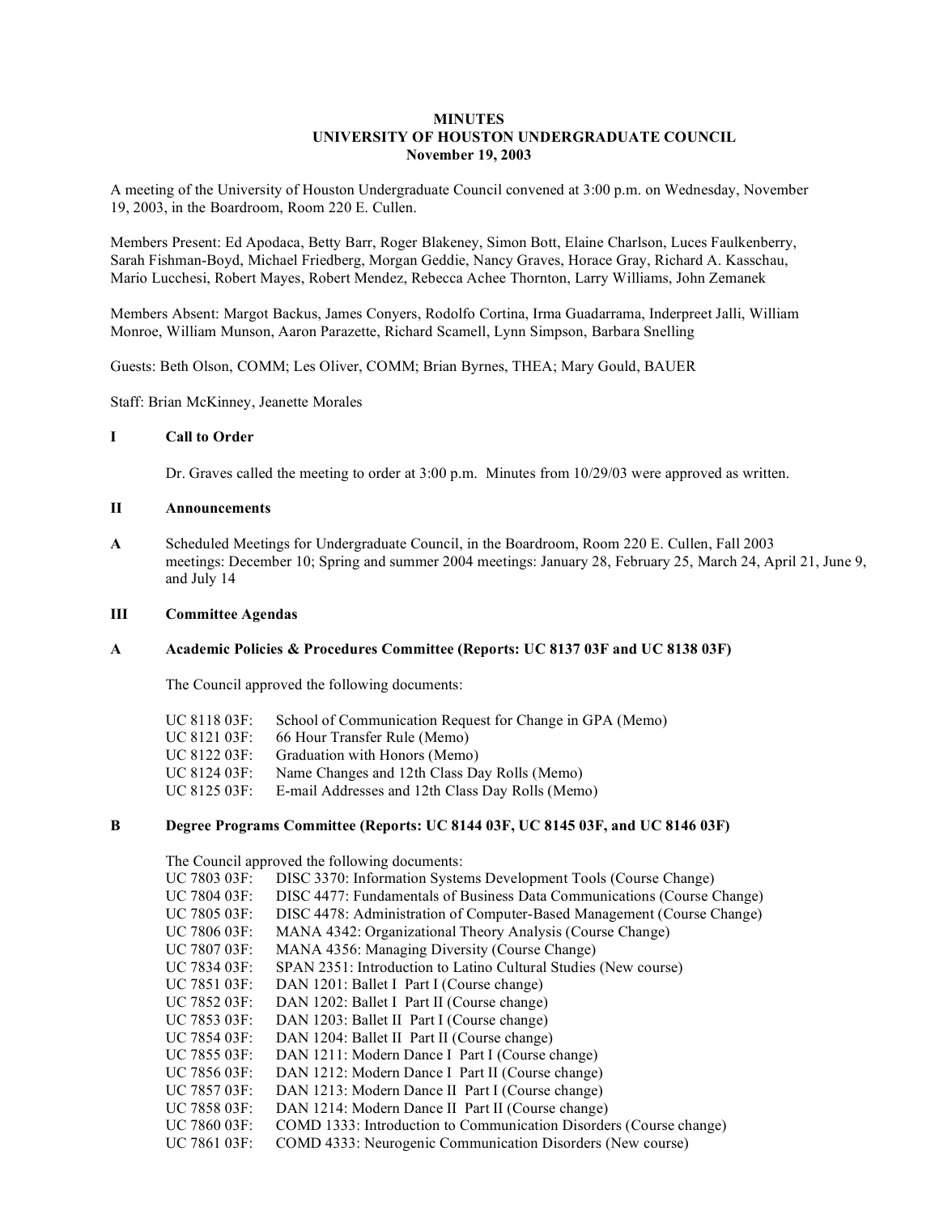# MINUTES
## UNIVERSITY OF HOUSTON UNDERGRADUATE COUNCIL
### November 19, 2003

A meeting of the University of Houston Undergraduate Council convened at 3:00 p.m. on Wednesday, November 19, 2003, in the Boardroom, Room 220 E. Cullen.

Members Present: Ed Apodaca, Betty Barr, Roger Blakeney, Simon Bott, Elaine Charlson, Luces Faulkenberry, Sarah Fishman-Boyd, Michael Friedberg, Morgan Geddie, Nancy Graves, Horace Gray, Richard A. Kasschau, Mario Lucchesi, Robert Mayes, Robert Mendez, Rebecca Achee Thornton, Larry Williams, John Zemanek

Members Absent: Margot Backus, James Conyers, Rodolfo Cortina, Irma Guadarrama, Inderpreet Jalli, William Monroe, William Munson, Aaron Parazette, Richard Scamell, Lynn Simpson, Barbara Snelling

Guests: Beth Olson, COMM; Les Oliver, COMM; Brian Byrnes, THEA; Mary Gould, BAUER

Staff: Brian McKinney, Jeanette Morales

## I Call to Order

Dr. Graves called the meeting to order at 3:00 p.m. Minutes from 10/29/03 were approved as written.

## II Announcements

**A** Scheduled Meetings for Undergraduate Council, in the Boardroom, Room 220 E. Cullen, Fall 2003 meetings: December 10; Spring and summer 2004 meetings: January 28, February 25, March 24, April 21, June 9, and July 14

## III Committee Agendas

### A Academic Policies & Procedures Committee (Reports: UC 8137 03F and UC 8138 03F)

The Council approved the following documents:

- UC 8118 03F: School of Communication Request for Change in GPA (Memo)
- UC 8121 03F: 66 Hour Transfer Rule (Memo)
- UC 8122 03F: Graduation with Honors (Memo)
- UC 8124 03F: Name Changes and 12th Class Day Rolls (Memo)
- UC 8125 03F: E-mail Addresses and 12th Class Day Rolls (Memo)

### B Degree Programs Committee (Reports: UC 8144 03F, UC 8145 03F, and UC 8146 03F)

The Council approved the following documents:

- UC 7803 03F: DISC 3370: Information Systems Development Tools (Course Change)
- UC 7804 03F: DISC 4477: Fundamentals of Business Data Communications (Course Change)
- UC 7805 03F: DISC 4478: Administration of Computer-Based Management (Course Change)
- UC 7806 03F: MANA 4342: Organizational Theory Analysis (Course Change)
- UC 7807 03F: MANA 4356: Managing Diversity (Course Change)
- UC 7834 03F: SPAN 2351: Introduction to Latino Cultural Studies (New course)
- UC 7851 03F: DAN 1201: Ballet I Part I (Course change)
- UC 7852 03F: DAN 1202: Ballet I Part II (Course change)
- UC 7853 03F: DAN 1203: Ballet II Part I (Course change)
- UC 7854 03F: DAN 1204: Ballet II Part II (Course change)
- UC 7855 03F: DAN 1211: Modern Dance I Part I (Course change)
- UC 7856 03F: DAN 1212: Modern Dance I Part II (Course change)
- UC 7857 03F: DAN 1213: Modern Dance II Part I (Course change)
- UC 7858 03F: DAN 1214: Modern Dance II Part II (Course change)
- UC 7860 03F: COMD 1333: Introduction to Communication Disorders (Course change)
- UC 7861 03F: COMD 4333: Neurogenic Communication Disorders (New course)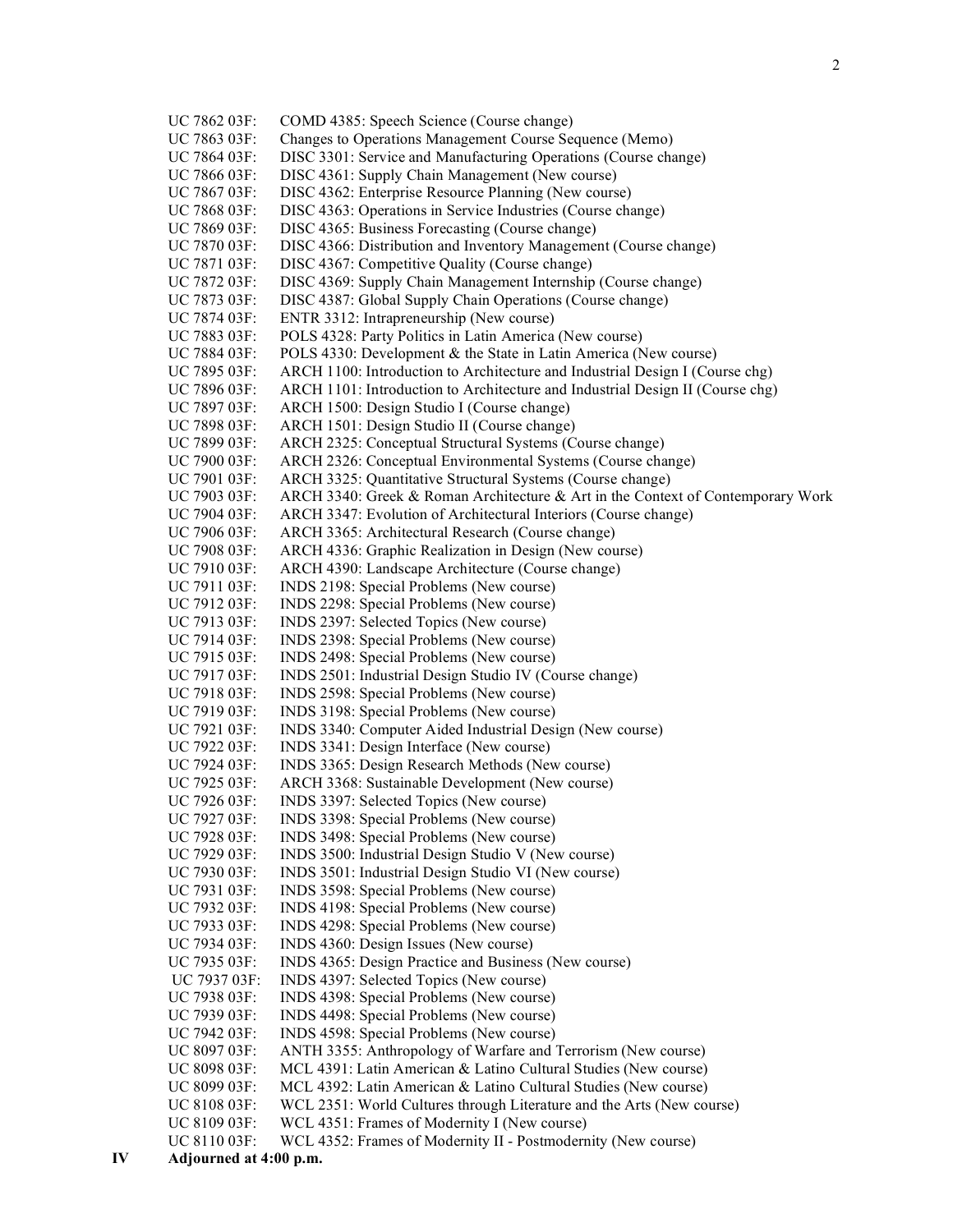UC 7862 03F: COMD 4385: Speech Science (Course change)
UC 7863 03F: Changes to Operations Management Course Sequence (Memo)
UC 7864 03F: DISC 3301: Service and Manufacturing Operations (Course change)
UC 7866 03F: DISC 4361: Supply Chain Management (New course)
UC 7867 03F: DISC 4362: Enterprise Resource Planning (New course)
UC 7868 03F: DISC 4363: Operations in Service Industries (Course change)
UC 7869 03F: DISC 4365: Business Forecasting (Course change)
UC 7870 03F: DISC 4366: Distribution and Inventory Management (Course change)
UC 7871 03F: DISC 4367: Competitive Quality (Course change)
UC 7872 03F: DISC 4369: Supply Chain Management Internship (Course change)
UC 7873 03F: DISC 4387: Global Supply Chain Operations (Course change)
UC 7874 03F: ENTR 3312: Intrapreneurship (New course)
UC 7883 03F: POLS 4328: Party Politics in Latin America (New course)
UC 7884 03F: POLS 4330: Development & the State in Latin America (New course)
UC 7895 03F: ARCH 1100: Introduction to Architecture and Industrial Design I (Course chg)
UC 7896 03F: ARCH 1101: Introduction to Architecture and Industrial Design II (Course chg)
UC 7897 03F: ARCH 1500: Design Studio I (Course change)
UC 7898 03F: ARCH 1501: Design Studio II (Course change)
UC 7899 03F: ARCH 2325: Conceptual Structural Systems (Course change)
UC 7900 03F: ARCH 2326: Conceptual Environmental Systems (Course change)
UC 7901 03F: ARCH 3325: Quantitative Structural Systems (Course change)
UC 7903 03F: ARCH 3340: Greek & Roman Architecture & Art in the Context of Contemporary Work
UC 7904 03F: ARCH 3347: Evolution of Architectural Interiors (Course change)
UC 7906 03F: ARCH 3365: Architectural Research (Course change)
UC 7908 03F: ARCH 4336: Graphic Realization in Design (New course)
UC 7910 03F: ARCH 4390: Landscape Architecture (Course change)
UC 7911 03F: INDS 2198: Special Problems (New course)
UC 7912 03F: INDS 2298: Special Problems (New course)
UC 7913 03F: INDS 2397: Selected Topics (New course)
UC 7914 03F: INDS 2398: Special Problems (New course)
UC 7915 03F: INDS 2498: Special Problems (New course)
UC 7917 03F: INDS 2501: Industrial Design Studio IV (Course change)
UC 7918 03F: INDS 2598: Special Problems (New course)
UC 7919 03F: INDS 3198: Special Problems (New course)
UC 7921 03F: INDS 3340: Computer Aided Industrial Design (New course)
UC 7922 03F: INDS 3341: Design Interface (New course)
UC 7924 03F: INDS 3365: Design Research Methods (New course)
UC 7925 03F: ARCH 3368: Sustainable Development (New course)
UC 7926 03F: INDS 3397: Selected Topics (New course)
UC 7927 03F: INDS 3398: Special Problems (New course)
UC 7928 03F: INDS 3498: Special Problems (New course)
UC 7929 03F: INDS 3500: Industrial Design Studio V (New course)
UC 7930 03F: INDS 3501: Industrial Design Studio VI (New course)
UC 7931 03F: INDS 3598: Special Problems (New course)
UC 7932 03F: INDS 4198: Special Problems (New course)
UC 7933 03F: INDS 4298: Special Problems (New course)
UC 7934 03F: INDS 4360: Design Issues (New course)
UC 7935 03F: INDS 4365: Design Practice and Business (New course)
UC 7937 03F: INDS 4397: Selected Topics (New course)
UC 7938 03F: INDS 4398: Special Problems (New course)
UC 7939 03F: INDS 4498: Special Problems (New course)
UC 7942 03F: INDS 4598: Special Problems (New course)
UC 8097 03F: ANTH 3355: Anthropology of Warfare and Terrorism (New course)
UC 8098 03F: MCL 4391: Latin American & Latino Cultural Studies (New course)
UC 8099 03F: MCL 4392: Latin American & Latino Cultural Studies (New course)
UC 8108 03F: WCL 2351: World Cultures through Literature and the Arts (New course)
UC 8109 03F: WCL 4351: Frames of Modernity I (New course)
UC 8110 03F: WCL 4352: Frames of Modernity II - Postmodernity (New course)

**IV Adjourned at 4:00 p.m.**